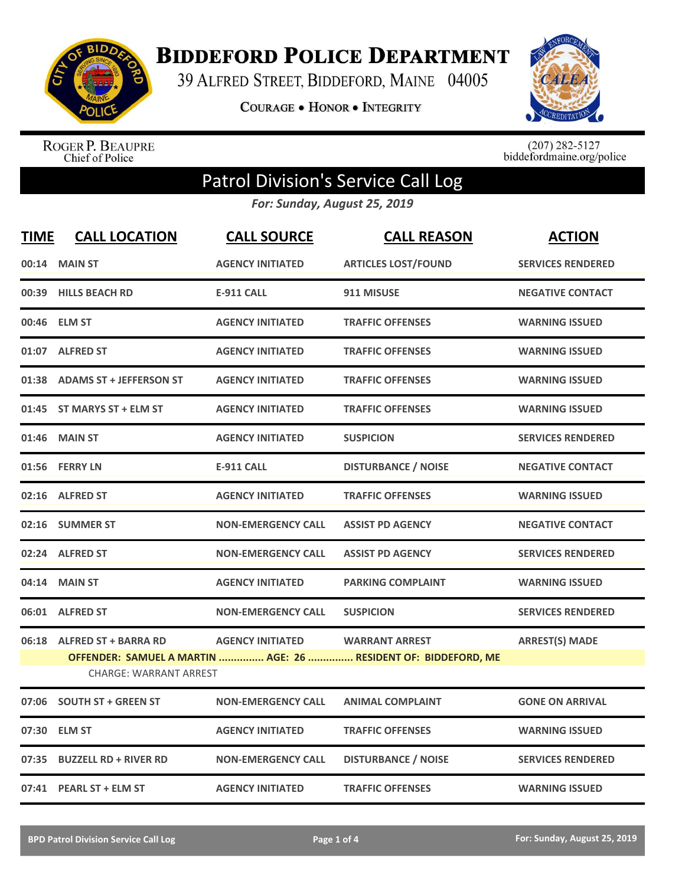# Biddeford Police Department

39 Alfred Street, Biddeford, Maine 04005

Courage • Honor • Integrity

Roger P. Beaupre
Chief of Police

(207) 282-5127
biddefordmaine.org/police

## Patrol Division's Service Call Log

***For: Sunday, August 25, 2019***

| TIME | CALL LOCATION | CALL SOURCE | CALL REASON | ACTION |
|---|---|---|---|---|
| 00:14 | MAIN ST | AGENCY INITIATED | ARTICLES LOST/FOUND | SERVICES RENDERED |
| 00:39 | HILLS BEACH RD | E-911 CALL | 911 MISUSE | NEGATIVE CONTACT |
| 00:46 | ELM ST | AGENCY INITIATED | TRAFFIC OFFENSES | WARNING ISSUED |
| 01:07 | ALFRED ST | AGENCY INITIATED | TRAFFIC OFFENSES | WARNING ISSUED |
| 01:38 | ADAMS ST + JEFFERSON ST | AGENCY INITIATED | TRAFFIC OFFENSES | WARNING ISSUED |
| 01:45 | ST MARYS ST + ELM ST | AGENCY INITIATED | TRAFFIC OFFENSES | WARNING ISSUED |
| 01:46 | MAIN ST | AGENCY INITIATED | SUSPICION | SERVICES RENDERED |
| 01:56 | FERRY LN | E-911 CALL | DISTURBANCE / NOISE | NEGATIVE CONTACT |
| 02:16 | ALFRED ST | AGENCY INITIATED | TRAFFIC OFFENSES | WARNING ISSUED |
| 02:16 | SUMMER ST | NON-EMERGENCY CALL | ASSIST PD AGENCY | NEGATIVE CONTACT |
| 02:24 | ALFRED ST | NON-EMERGENCY CALL | ASSIST PD AGENCY | SERVICES RENDERED |
| 04:14 | MAIN ST | AGENCY INITIATED | PARKING COMPLAINT | WARNING ISSUED |
| 06:01 | ALFRED ST | NON-EMERGENCY CALL | SUSPICION | SERVICES RENDERED |
| 06:18 | ALFRED ST + BARRA RD | AGENCY INITIATED | WARRANT ARREST | ARREST(S) MADE |
| | OFFENDER: SAMUEL A MARTIN ............... AGE: 26 ............... RESIDENT OF: BIDDEFORD, ME | | | |
| | CHARGE: WARRANT ARREST | | | |
| 07:06 | SOUTH ST + GREEN ST | NON-EMERGENCY CALL | ANIMAL COMPLAINT | GONE ON ARRIVAL |
| 07:30 | ELM ST | AGENCY INITIATED | TRAFFIC OFFENSES | WARNING ISSUED |
| 07:35 | BUZZELL RD + RIVER RD | NON-EMERGENCY CALL | DISTURBANCE / NOISE | SERVICES RENDERED |
| 07:41 | PEARL ST + ELM ST | AGENCY INITIATED | TRAFFIC OFFENSES | WARNING ISSUED |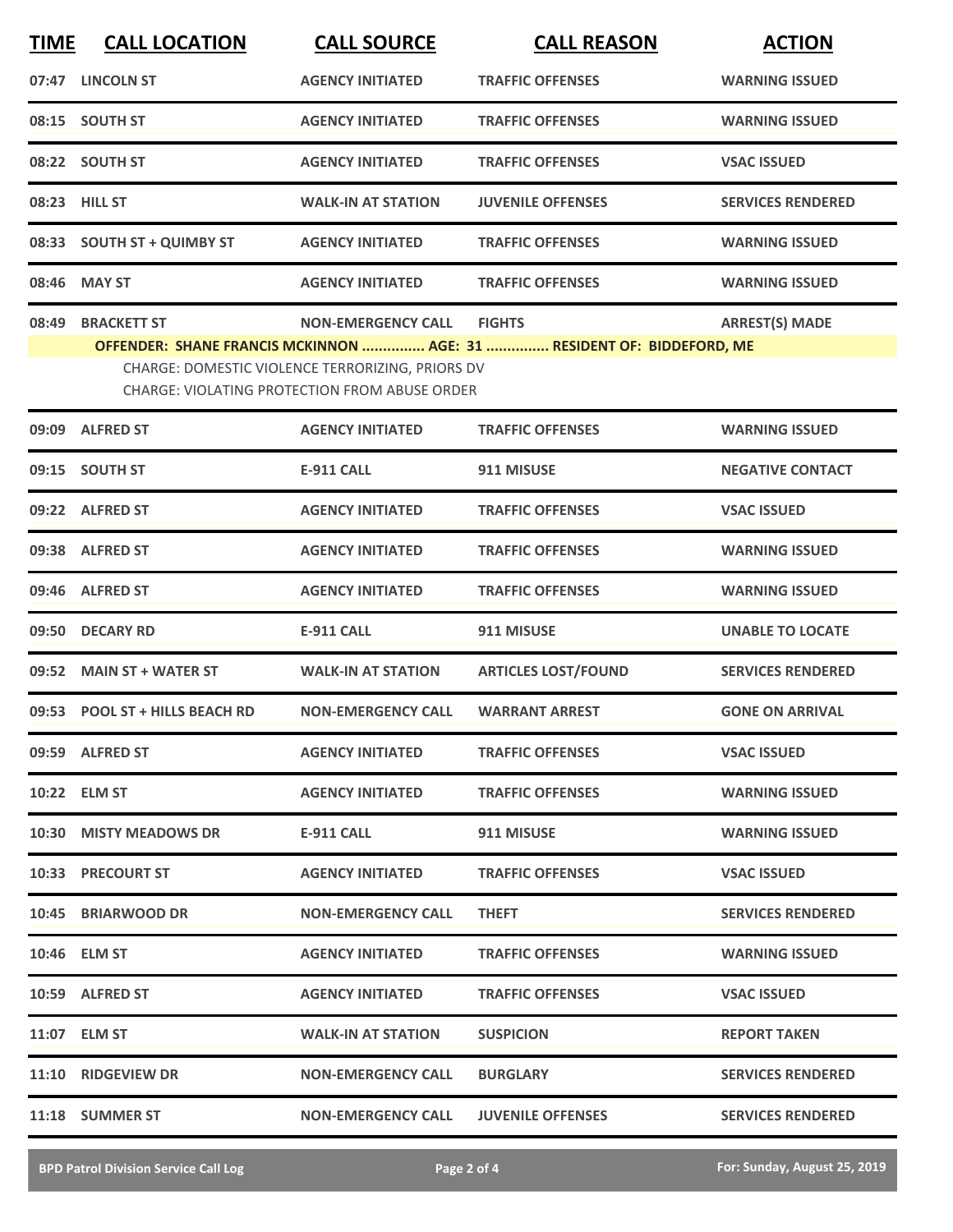| TIME | CALL LOCATION | CALL SOURCE | CALL REASON | ACTION |
|---|---|---|---|---|
| 07:47 | LINCOLN ST | AGENCY INITIATED | TRAFFIC OFFENSES | WARNING ISSUED |
| 08:15 | SOUTH ST | AGENCY INITIATED | TRAFFIC OFFENSES | WARNING ISSUED |
| 08:22 | SOUTH ST | AGENCY INITIATED | TRAFFIC OFFENSES | VSAC ISSUED |
| 08:23 | HILL ST | WALK-IN AT STATION | JUVENILE OFFENSES | SERVICES RENDERED |
| 08:33 | SOUTH ST + QUIMBY ST | AGENCY INITIATED | TRAFFIC OFFENSES | WARNING ISSUED |
| 08:46 | MAY ST | AGENCY INITIATED | TRAFFIC OFFENSES | WARNING ISSUED |
| 08:49 | BRACKETT ST | NON-EMERGENCY CALL | FIGHTS | ARREST(S) MADE |
| | OFFENDER: SHANE FRANCIS MCKINNON ............... AGE: 31 ............... RESIDENT OF: BIDDEFORD, ME<br>CHARGE: DOMESTIC VIOLENCE TERRORIZING, PRIORS DV<br>CHARGE: VIOLATING PROTECTION FROM ABUSE ORDER | | | |
| 09:09 | ALFRED ST | AGENCY INITIATED | TRAFFIC OFFENSES | WARNING ISSUED |
| 09:15 | SOUTH ST | E-911 CALL | 911 MISUSE | NEGATIVE CONTACT |
| 09:22 | ALFRED ST | AGENCY INITIATED | TRAFFIC OFFENSES | VSAC ISSUED |
| 09:38 | ALFRED ST | AGENCY INITIATED | TRAFFIC OFFENSES | WARNING ISSUED |
| 09:46 | ALFRED ST | AGENCY INITIATED | TRAFFIC OFFENSES | WARNING ISSUED |
| 09:50 | DECARY RD | E-911 CALL | 911 MISUSE | UNABLE TO LOCATE |
| 09:52 | MAIN ST + WATER ST | WALK-IN AT STATION | ARTICLES LOST/FOUND | SERVICES RENDERED |
| 09:53 | POOL ST + HILLS BEACH RD | NON-EMERGENCY CALL | WARRANT ARREST | GONE ON ARRIVAL |
| 09:59 | ALFRED ST | AGENCY INITIATED | TRAFFIC OFFENSES | VSAC ISSUED |
| 10:22 | ELM ST | AGENCY INITIATED | TRAFFIC OFFENSES | WARNING ISSUED |
| 10:30 | MISTY MEADOWS DR | E-911 CALL | 911 MISUSE | WARNING ISSUED |
| 10:33 | PRECOURT ST | AGENCY INITIATED | TRAFFIC OFFENSES | VSAC ISSUED |
| 10:45 | BRIARWOOD DR | NON-EMERGENCY CALL | THEFT | SERVICES RENDERED |
| 10:46 | ELM ST | AGENCY INITIATED | TRAFFIC OFFENSES | WARNING ISSUED |
| 10:59 | ALFRED ST | AGENCY INITIATED | TRAFFIC OFFENSES | VSAC ISSUED |
| 11:07 | ELM ST | WALK-IN AT STATION | SUSPICION | REPORT TAKEN |
| 11:10 | RIDGEVIEW DR | NON-EMERGENCY CALL | BURGLARY | SERVICES RENDERED |
| 11:18 | SUMMER ST | NON-EMERGENCY CALL | JUVENILE OFFENSES | SERVICES RENDERED |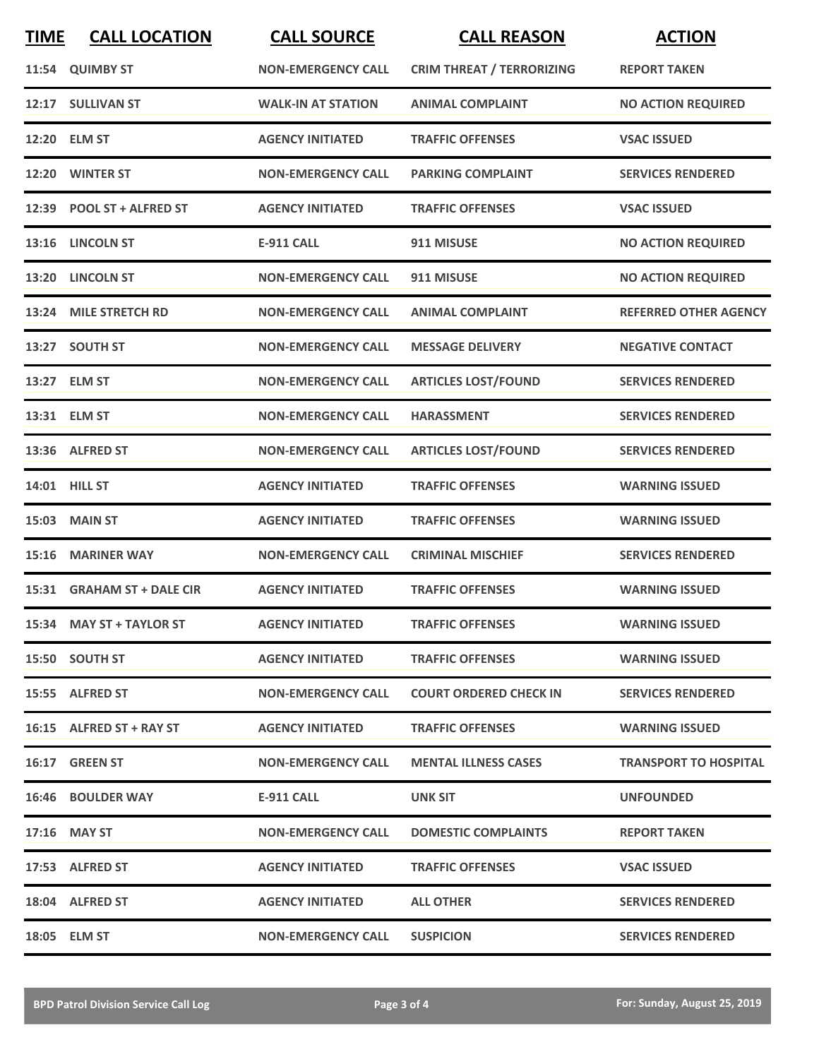| TIME | CALL LOCATION | CALL SOURCE | CALL REASON | ACTION |
|---|---|---|---|---|
| 11:54 | QUIMBY ST | NON-EMERGENCY CALL | CRIM THREAT / TERRORIZING | REPORT TAKEN |
| 12:17 | SULLIVAN ST | WALK-IN AT STATION | ANIMAL COMPLAINT | NO ACTION REQUIRED |
| 12:20 | ELM ST | AGENCY INITIATED | TRAFFIC OFFENSES | VSAC ISSUED |
| 12:20 | WINTER ST | NON-EMERGENCY CALL | PARKING COMPLAINT | SERVICES RENDERED |
| 12:39 | POOL ST + ALFRED ST | AGENCY INITIATED | TRAFFIC OFFENSES | VSAC ISSUED |
| 13:16 | LINCOLN ST | E-911 CALL | 911 MISUSE | NO ACTION REQUIRED |
| 13:20 | LINCOLN ST | NON-EMERGENCY CALL | 911 MISUSE | NO ACTION REQUIRED |
| 13:24 | MILE STRETCH RD | NON-EMERGENCY CALL | ANIMAL COMPLAINT | REFERRED OTHER AGENCY |
| 13:27 | SOUTH ST | NON-EMERGENCY CALL | MESSAGE DELIVERY | NEGATIVE CONTACT |
| 13:27 | ELM ST | NON-EMERGENCY CALL | ARTICLES LOST/FOUND | SERVICES RENDERED |
| 13:31 | ELM ST | NON-EMERGENCY CALL | HARASSMENT | SERVICES RENDERED |
| 13:36 | ALFRED ST | NON-EMERGENCY CALL | ARTICLES LOST/FOUND | SERVICES RENDERED |
| 14:01 | HILL ST | AGENCY INITIATED | TRAFFIC OFFENSES | WARNING ISSUED |
| 15:03 | MAIN ST | AGENCY INITIATED | TRAFFIC OFFENSES | WARNING ISSUED |
| 15:16 | MARINER WAY | NON-EMERGENCY CALL | CRIMINAL MISCHIEF | SERVICES RENDERED |
| 15:31 | GRAHAM ST + DALE CIR | AGENCY INITIATED | TRAFFIC OFFENSES | WARNING ISSUED |
| 15:34 | MAY ST + TAYLOR ST | AGENCY INITIATED | TRAFFIC OFFENSES | WARNING ISSUED |
| 15:50 | SOUTH ST | AGENCY INITIATED | TRAFFIC OFFENSES | WARNING ISSUED |
| 15:55 | ALFRED ST | NON-EMERGENCY CALL | COURT ORDERED CHECK IN | SERVICES RENDERED |
| 16:15 | ALFRED ST + RAY ST | AGENCY INITIATED | TRAFFIC OFFENSES | WARNING ISSUED |
| 16:17 | GREEN ST | NON-EMERGENCY CALL | MENTAL ILLNESS CASES | TRANSPORT TO HOSPITAL |
| 16:46 | BOULDER WAY | E-911 CALL | UNK SIT | UNFOUNDED |
| 17:16 | MAY ST | NON-EMERGENCY CALL | DOMESTIC COMPLAINTS | REPORT TAKEN |
| 17:53 | ALFRED ST | AGENCY INITIATED | TRAFFIC OFFENSES | VSAC ISSUED |
| 18:04 | ALFRED ST | AGENCY INITIATED | ALL OTHER | SERVICES RENDERED |
| 18:05 | ELM ST | NON-EMERGENCY CALL | SUSPICION | SERVICES RENDERED |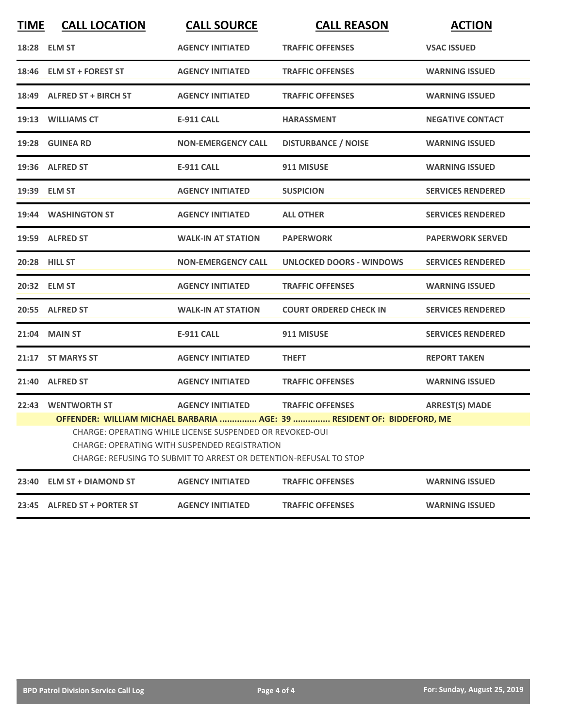| TIME | CALL LOCATION | CALL SOURCE | CALL REASON | ACTION |
|---|---|---|---|---|
| 18:28 | ELM ST | AGENCY INITIATED | TRAFFIC OFFENSES | VSAC ISSUED |
| 18:46 | ELM ST + FOREST ST | AGENCY INITIATED | TRAFFIC OFFENSES | WARNING ISSUED |
| 18:49 | ALFRED ST + BIRCH ST | AGENCY INITIATED | TRAFFIC OFFENSES | WARNING ISSUED |
| 19:13 | WILLIAMS CT | E-911 CALL | HARASSMENT | NEGATIVE CONTACT |
| 19:28 | GUINEA RD | NON-EMERGENCY CALL | DISTURBANCE / NOISE | WARNING ISSUED |
| 19:36 | ALFRED ST | E-911 CALL | 911 MISUSE | WARNING ISSUED |
| 19:39 | ELM ST | AGENCY INITIATED | SUSPICION | SERVICES RENDERED |
| 19:44 | WASHINGTON ST | AGENCY INITIATED | ALL OTHER | SERVICES RENDERED |
| 19:59 | ALFRED ST | WALK-IN AT STATION | PAPERWORK | PAPERWORK SERVED |
| 20:28 | HILL ST | NON-EMERGENCY CALL | UNLOCKED DOORS - WINDOWS | SERVICES RENDERED |
| 20:32 | ELM ST | AGENCY INITIATED | TRAFFIC OFFENSES | WARNING ISSUED |
| 20:55 | ALFRED ST | WALK-IN AT STATION | COURT ORDERED CHECK IN | SERVICES RENDERED |
| 21:04 | MAIN ST | E-911 CALL | 911 MISUSE | SERVICES RENDERED |
| 21:17 | ST MARYS ST | AGENCY INITIATED | THEFT | REPORT TAKEN |
| 21:40 | ALFRED ST | AGENCY INITIATED | TRAFFIC OFFENSES | WARNING ISSUED |
| 22:43 | WENTWORTH ST | AGENCY INITIATED | TRAFFIC OFFENSES | ARREST(S) MADE |

**OFFENDER: WILLIAM MICHAEL BARBARIA ............... AGE: 39 ............... RESIDENT OF: BIDDEFORD, ME**

CHARGE: OPERATING WHILE LICENSE SUSPENDED OR REVOKED-OUI
CHARGE: OPERATING WITH SUSPENDED REGISTRATION
CHARGE: REFUSING TO SUBMIT TO ARREST OR DETENTION-REFUSAL TO STOP

| TIME | CALL LOCATION | CALL SOURCE | CALL REASON | ACTION |
|---|---|---|---|---|
| 23:40 | ELM ST + DIAMOND ST | AGENCY INITIATED | TRAFFIC OFFENSES | WARNING ISSUED |
| 23:45 | ALFRED ST + PORTER ST | AGENCY INITIATED | TRAFFIC OFFENSES | WARNING ISSUED |